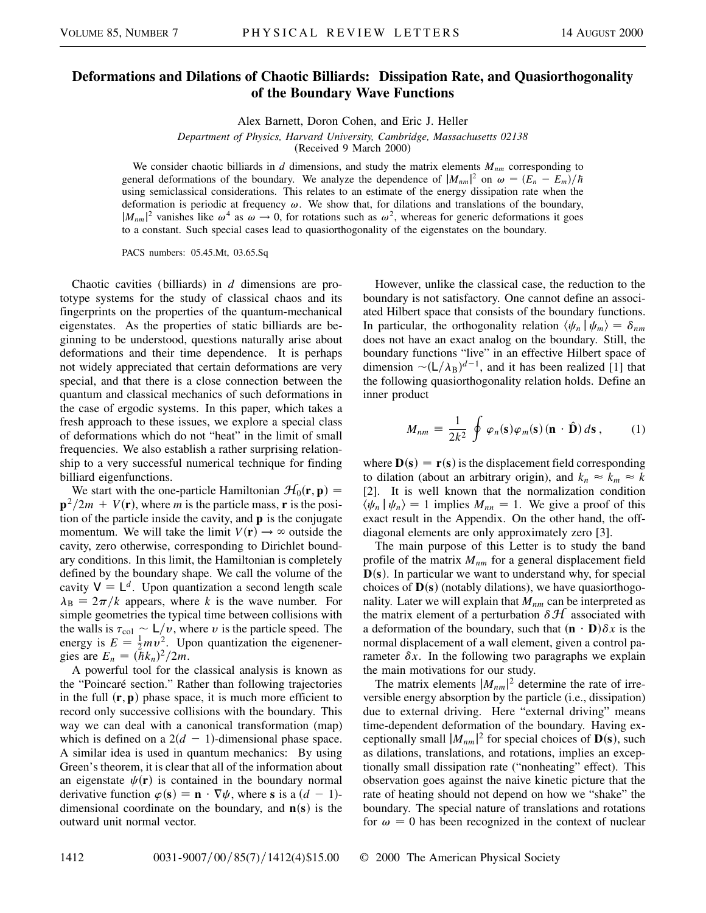# Deformations and Dilations of Chaotic Billiards: Dissipation Rate, and Quasiorthogonality of the Boundary Wave Functions

Alex Barnett, Doron Cohen, and Eric J. Heller

*Department of Physics, Harvard University, Cambridge, Massachusetts 02138*

(Received 9 March 2000)

We consider chaotic billiards in $d$ dimensions, and study the matrix elements $M_{nm}$ corresponding to general deformations of the boundary. We analyze the dependence of $|M_{nm}|^2$ on $\omega = (E_n - E_m)/\hbar$ using semiclassical considerations. This relates to an estimate of the energy dissipation rate when the deformation is periodic at frequency $\omega$. We show that, for dilations and translations of the boundary, $|M_{nm}|^2$ vanishes like $\omega^4$ as $\omega \to 0$, for rotations such as $\omega^2$, whereas for generic deformations it goes to a constant. Such special cases lead to quasiorthogonality of the eigenstates on the boundary.

PACS numbers: 05.45.Mt, 03.65.Sq

Chaotic cavities (billiards) in $d$ dimensions are prototype systems for the study of classical chaos and its fingerprints on the properties of the quantum-mechanical eigenstates. As the properties of static billiards are beginning to be understood, questions naturally arise about deformations and their time dependence. It is perhaps not widely appreciated that certain deformations are very special, and that there is a close connection between the quantum and classical mechanics of such deformations in the case of ergodic systems. In this paper, which takes a fresh approach to these issues, we explore a special class of deformations which do not "heat" in the limit of small frequencies. We also establish a rather surprising relationship to a very successful numerical technique for finding billiard eigenfunctions.

We start with the one-particle Hamiltonian $\mathcal{H}_0(\mathbf{r}, \mathbf{p}) = \mathbf{p}^2/2m + V(\mathbf{r})$, where $m$ is the particle mass, $\mathbf{r}$ is the position of the particle inside the cavity, and $\mathbf{p}$ is the conjugate momentum. We will take the limit $V(\mathbf{r}) \to \infty$ outside the cavity, zero otherwise, corresponding to Dirichlet boundary conditions. In this limit, the Hamiltonian is completely defined by the boundary shape. We call the volume of the cavity $\mathsf{V} \equiv \mathsf{L}^d$. Upon quantization a second length scale $\lambda_\mathrm{B} \equiv 2\pi/k$ appears, where $k$ is the wave number. For simple geometries the typical time between collisions with the walls is $\tau_\mathrm{col} \sim \mathsf{L}/v$, where $v$ is the particle speed. The energy is $E = \frac{1}{2}mv^2$. Upon quantization the eigenenergies are $E_n = (\hbar k_n)^2/2m$.

A powerful tool for the classical analysis is known as the "Poincaré section." Rather than following trajectories in the full $(\mathbf{r}, \mathbf{p})$ phase space, it is much more efficient to record only successive collisions with the boundary. This way we can deal with a canonical transformation (map) which is defined on a $2(d-1)$-dimensional phase space. A similar idea is used in quantum mechanics: By using Green's theorem, it is clear that all of the information about an eigenstate $\psi(\mathbf{r})$ is contained in the boundary normal derivative function $\varphi(\mathbf{s}) \equiv \mathbf{n} \cdot \nabla\psi$, where $\mathbf{s}$ is a $(d-1)$-dimensional coordinate on the boundary, and $\mathbf{n}(\mathbf{s})$ is the outward unit normal vector.

However, unlike the classical case, the reduction to the boundary is not satisfactory. One cannot define an associated Hilbert space that consists of the boundary functions. In particular, the orthogonality relation $\langle \psi_n | \psi_m \rangle = \delta_{nm}$ does not have an exact analog on the boundary. Still, the boundary functions "live" in an effective Hilbert space of dimension $\sim(\mathsf{L}/\lambda_\mathrm{B})^{d-1}$, and it has been realized [1] that the following quasiorthogonality relation holds. Define an inner product

$$M_{nm} \equiv \frac{1}{2k^2} \oint \varphi_n(\mathbf{s})\varphi_m(\mathbf{s})\,(\mathbf{n} \cdot \hat{\mathbf{D}})\, d\mathbf{s}\,, \tag{1}$$

where $\mathbf{D}(\mathbf{s}) = \mathbf{r}(\mathbf{s})$ is the displacement field corresponding to dilation (about an arbitrary origin), and $k_n \approx k_m \approx k$ [2]. It is well known that the normalization condition $\langle \psi_n | \psi_n \rangle = 1$ implies $M_{nn} = 1$. We give a proof of this exact result in the Appendix. On the other hand, the off-diagonal elements are only approximately zero [3].

The main purpose of this Letter is to study the band profile of the matrix $M_{nm}$ for a general displacement field $\mathbf{D}(\mathbf{s})$. In particular we want to understand why, for special choices of $\mathbf{D}(\mathbf{s})$ (notably dilations), we have quasiorthogonality. Later we will explain that $M_{nm}$ can be interpreted as the matrix element of a perturbation $\delta\mathcal{H}$ associated with a deformation of the boundary, such that $(\mathbf{n} \cdot \mathbf{D})\delta x$ is the normal displacement of a wall element, given a control parameter $\delta x$. In the following two paragraphs we explain the main motivations for our study.

The matrix elements $|M_{nm}|^2$ determine the rate of irreversible energy absorption by the particle (i.e., dissipation) due to external driving. Here "external driving" means time-dependent deformation of the boundary. Having exceptionally small $|M_{nm}|^2$ for special choices of $\mathbf{D}(\mathbf{s})$, such as dilations, translations, and rotations, implies an exceptionally small dissipation rate ("nonheating" effect). This observation goes against the naive kinetic picture that the rate of heating should not depend on how we "shake" the boundary. The special nature of translations and rotations for $\omega = 0$ has been recognized in the context of nuclear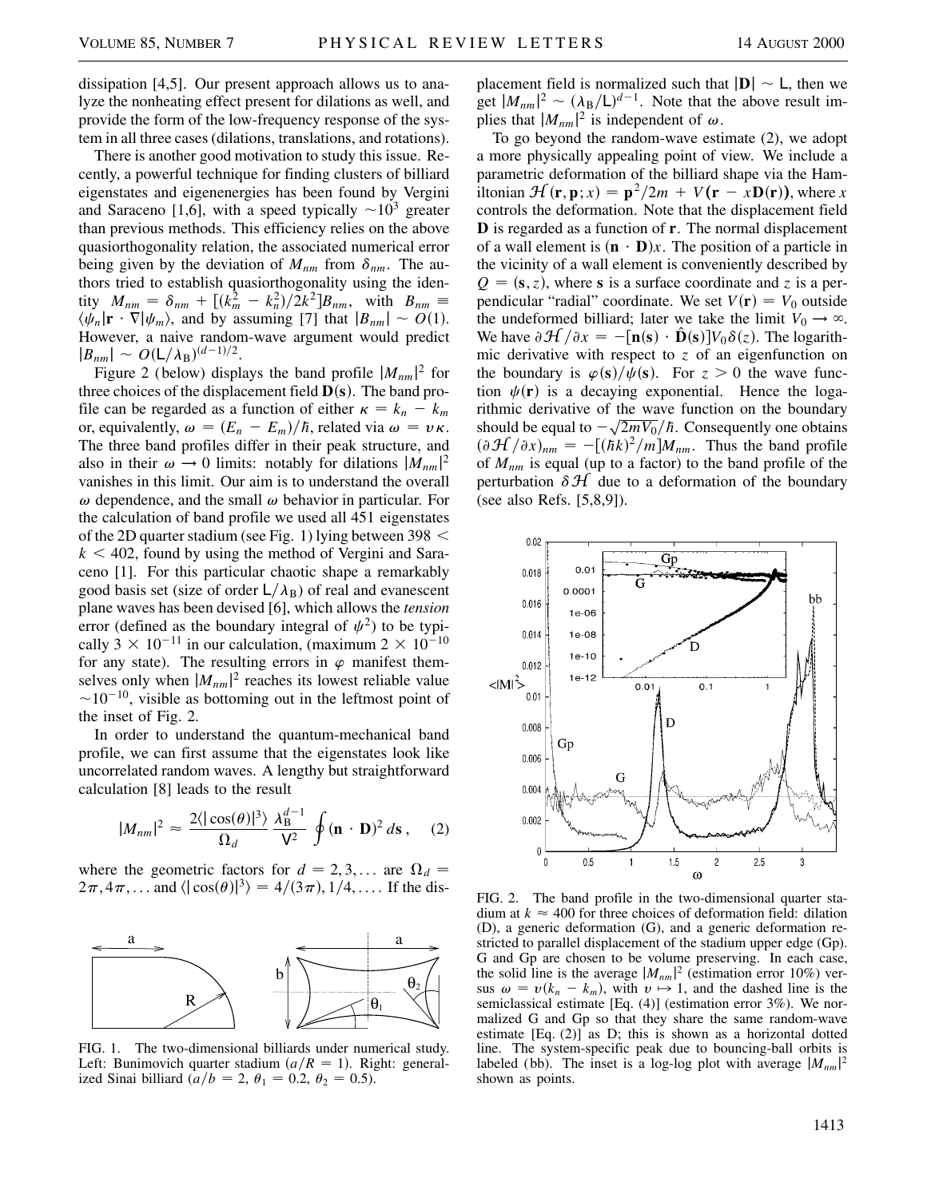dissipation [4,5]. Our present approach allows us to analyze the nonheating effect present for dilations as well, and provide the form of the low-frequency response of the system in all three cases (dilations, translations, and rotations).

There is another good motivation to study this issue. Recently, a powerful technique for finding clusters of billiard eigenstates and eigenenergies has been found by Vergini and Saraceno [1,6], with a speed typically $\sim 10^3$ greater than previous methods. This efficiency relies on the above quasiorthogonality relation, the associated numerical error being given by the deviation of $M_{nm}$ from $\delta_{nm}$. The authors tried to establish quasiorthogonality using the identity $M_{nm} = \delta_{nm} + [(k_m^2 - k_n^2)/2k^2]B_{nm}$, with $B_{nm} \equiv \langle\psi_n|\mathbf{r}\cdot\nabla|\psi_m\rangle$, and by assuming [7] that $|B_{nm}| \sim O(1)$. However, a naive random-wave argument would predict $|B_{nm}| \sim O(\mathsf{L}/\lambda_\mathrm{B})^{(d-1)/2}$.

Figure 2 (below) displays the band profile $|M_{nm}|^2$ for three choices of the displacement field $\mathbf{D}(\mathbf{s})$. The band profile can be regarded as a function of either $\kappa = k_n - k_m$ or, equivalently, $\omega = (E_n - E_m)/\hbar$, related via $\omega = v\kappa$. The three band profiles differ in their peak structure, and also in their $\omega \to 0$ limits: notably for dilations $|M_{nm}|^2$ vanishes in this limit. Our aim is to understand the overall $\omega$ dependence, and the small $\omega$ behavior in particular. For the calculation of band profile we used all 451 eigenstates of the 2D quarter stadium (see Fig. 1) lying between $398 < k < 402$, found by using the method of Vergini and Saraceno [1]. For this particular chaotic shape a remarkably good basis set (size of order $\mathsf{L}/\lambda_\mathrm{B}$) of real and evanescent plane waves has been devised [6], which allows the *tension* error (defined as the boundary integral of $\psi^2$) to be typically $3 \times 10^{-11}$ in our calculation, (maximum $2 \times 10^{-10}$ for any state). The resulting errors in $\varphi$ manifest themselves only when $|M_{nm}|^2$ reaches its lowest reliable value $\sim 10^{-10}$, visible as bottoming out in the leftmost point of the inset of Fig. 2.

In order to understand the quantum-mechanical band profile, we can first assume that the eigenstates look like uncorrelated random waves. A lengthy but straightforward calculation [8] leads to the result

$$|M_{nm}|^2 \approx \frac{2\langle|\cos(\theta)|^3\rangle}{\Omega_d}\,\frac{\lambda_\mathrm{B}^{d-1}}{\mathsf{V}^2}\oint(\mathbf{n}\cdot\mathbf{D})^2\,d\mathbf{s}\,, \qquad (2)$$

where the geometric factors for $d = 2, 3, \ldots$ are $\Omega_d = 2\pi, 4\pi, \ldots$ and $\langle|\cos(\theta)|^3\rangle = 4/(3\pi), 1/4, \ldots$. If the displacement field is normalized such that $|\mathbf{D}| \sim \mathsf{L}$, then we get $|M_{nm}|^2 \sim (\lambda_\mathrm{B}/\mathsf{L})^{d-1}$. Note that the above result implies that $|M_{nm}|^2$ is independent of $\omega$.

FIG. 1. The two-dimensional billiards under numerical study. Left: Bunimovich quarter stadium ($a/R = 1$). Right: generalized Sinai billiard ($a/b = 2$, $\theta_1 = 0.2$, $\theta_2 = 0.5$).

To go beyond the random-wave estimate (2), we adopt a more physically appealing point of view. We include a parametric deformation of the billiard shape via the Hamiltonian $\mathcal{H}(\mathbf{r}, \mathbf{p}; x) = \mathbf{p}^2/2m + V(\mathbf{r} - x\mathbf{D}(\mathbf{r}))$, where $x$ controls the deformation. Note that the displacement field $\mathbf{D}$ is regarded as a function of $\mathbf{r}$. The normal displacement of a wall element is $(\mathbf{n}\cdot\mathbf{D})x$. The position of a particle in the vicinity of a wall element is conveniently described by $Q = (\mathbf{s}, z)$, where $\mathbf{s}$ is a surface coordinate and $z$ is a perpendicular "radial" coordinate. We set $V(\mathbf{r}) = V_0$ outside the undeformed billiard; later we take the limit $V_0 \to \infty$. We have $\partial\mathcal{H}/\partial x = -[\mathbf{n}(\mathbf{s})\cdot\hat{\mathbf{D}}(\mathbf{s})]V_0\delta(z)$. The logarithmic derivative with respect to $z$ of an eigenfunction on the boundary is $\varphi(\mathbf{s})/\psi(\mathbf{s})$. For $z > 0$ the wave function $\psi(\mathbf{r})$ is a decaying exponential. Hence the logarithmic derivative of the wave function on the boundary should be equal to $-\sqrt{2mV_0}/\hbar$. Consequently one obtains $(\partial\mathcal{H}/\partial x)_{nm} = -[(\hbar k)^2/m]M_{nm}$. Thus the band profile of $M_{nm}$ is equal (up to a factor) to the band profile of the perturbation $\delta\mathcal{H}$ due to a deformation of the boundary (see also Refs. [5,8,9]).

FIG. 2. The band profile in the two-dimensional quarter stadium at $k \approx 400$ for three choices of deformation field: dilation (D), a generic deformation (G), and a generic deformation restricted to parallel displacement of the stadium upper edge (Gp). G and Gp are chosen to be volume preserving. In each case, the solid line is the average $|M_{nm}|^2$ (estimation error 10%) versus $\omega = v(k_n - k_m)$, with $v \mapsto 1$, and the dashed line is the semiclassical estimate [Eq. (4)] (estimation error 3%). We normalized G and Gp so that they share the same random-wave estimate [Eq. (2)] as D; this is shown as a horizontal dotted line. The system-specific peak due to bouncing-ball orbits is labeled (bb). The inset is a log-log plot with average $|M_{nm}|^2$ shown as points.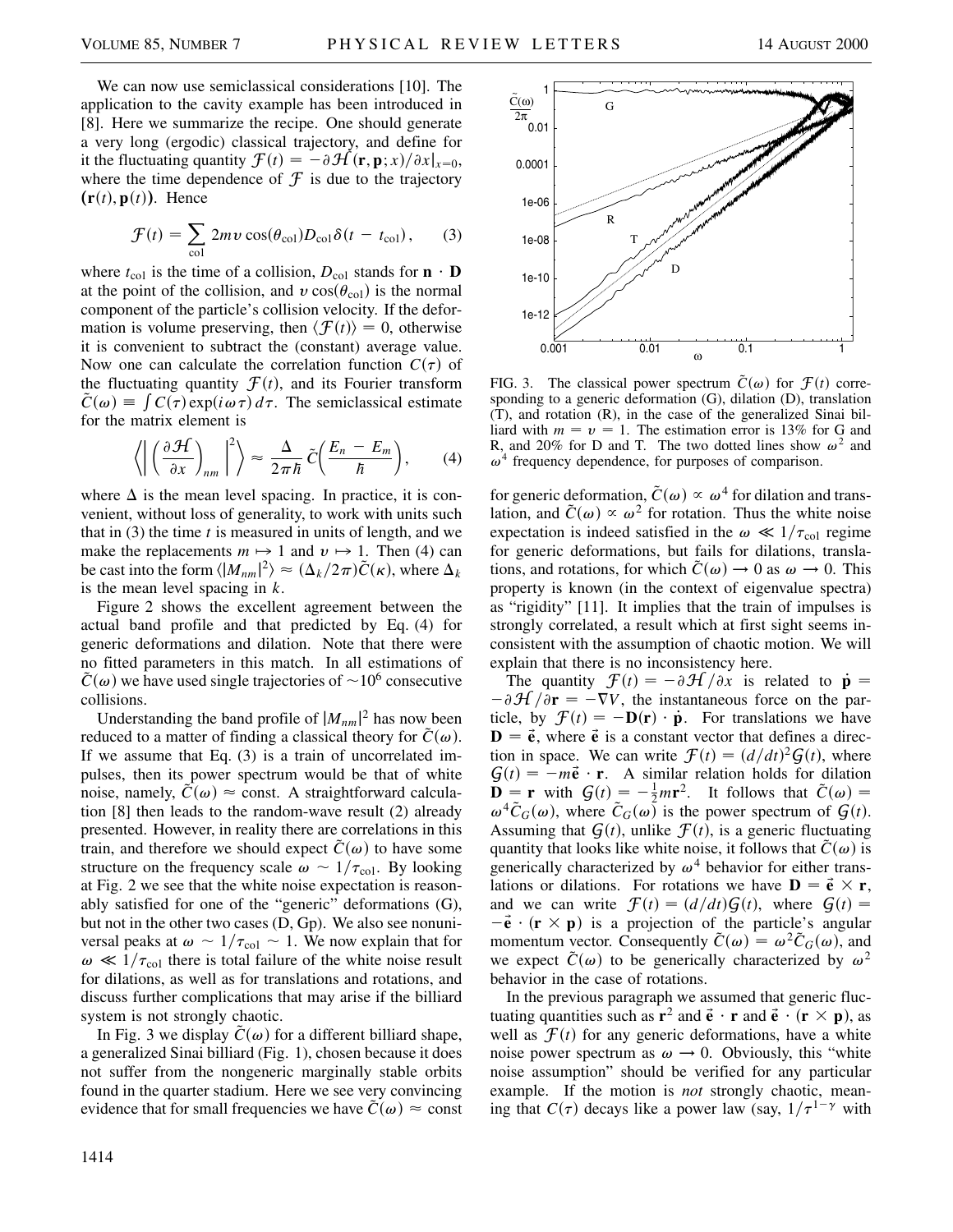We can now use semiclassical considerations [10]. The application to the cavity example has been introduced in [8]. Here we summarize the recipe. One should generate a very long (ergodic) classical trajectory, and define for it the fluctuating quantity $\mathcal{F}(t) = -\partial\mathcal{H}(\mathbf{r},\mathbf{p};x)/\partial x|_{x=0}$, where the time dependence of $\mathcal{F}$ is due to the trajectory $(\mathbf{r}(t),\mathbf{p}(t))$. Hence

$$\mathcal{F}(t) = \sum_{\text{col}} 2mv\cos(\theta_{\text{col}})D_{\text{col}}\delta(t - t_{\text{col}}), \tag{3}$$

where $t_{\text{col}}$ is the time of a collision, $D_{\text{col}}$ stands for $\mathbf{n}\cdot\mathbf{D}$ at the point of the collision, and $v\cos(\theta_{\text{col}})$ is the normal component of the particle's collision velocity. If the deformation is volume preserving, then $\langle\mathcal{F}(t)\rangle = 0$, otherwise it is convenient to subtract the (constant) average value. Now one can calculate the correlation function $C(\tau)$ of the fluctuating quantity $\mathcal{F}(t)$, and its Fourier transform $\tilde{C}(\omega) \equiv \int C(\tau)\exp(i\omega\tau)\,d\tau$. The semiclassical estimate for the matrix element is

$$\left\langle \left| \left(\frac{\partial\mathcal{H}}{\partial x}\right)_{nm}\right|^2\right\rangle \approx \frac{\Delta}{2\pi\hbar}\tilde{C}\left(\frac{E_n - E_m}{\hbar}\right), \tag{4}$$

where $\Delta$ is the mean level spacing. In practice, it is convenient, without loss of generality, to work with units such that in (3) the time $t$ is measured in units of length, and we make the replacements $m \mapsto 1$ and $v \mapsto 1$. Then (4) can be cast into the form $\langle|M_{nm}|^2\rangle \approx (\Delta_k/2\pi)\tilde{C}(\kappa)$, where $\Delta_k$ is the mean level spacing in $k$.

Figure 2 shows the excellent agreement between the actual band profile and that predicted by Eq. (4) for generic deformations and dilation. Note that there were no fitted parameters in this match. In all estimations of $\tilde{C}(\omega)$ we have used single trajectories of $\sim 10^6$ consecutive collisions.

Understanding the band profile of $|M_{nm}|^2$ has now been reduced to a matter of finding a classical theory for $\tilde{C}(\omega)$. If we assume that Eq. (3) is a train of uncorrelated impulses, then its power spectrum would be that of white noise, namely, $\tilde{C}(\omega) \approx \text{const}$. A straightforward calculation [8] then leads to the random-wave result (2) already presented. However, in reality there are correlations in this train, and therefore we should expect $\tilde{C}(\omega)$ to have some structure on the frequency scale $\omega \sim 1/\tau_{\text{col}}$. By looking at Fig. 2 we see that the white noise expectation is reasonably satisfied for one of the "generic" deformations (G), but not in the other two cases (D, Gp). We also see nonuniversal peaks at $\omega \sim 1/\tau_{\text{col}} \sim 1$. We now explain that for $\omega \ll 1/\tau_{\text{col}}$ there is total failure of the white noise result for dilations, as well as for translations and rotations, and discuss further complications that may arise if the billiard system is not strongly chaotic.

In Fig. 3 we display $\tilde{C}(\omega)$ for a different billiard shape, a generalized Sinai billiard (Fig. 1), chosen because it does not suffer from the nongeneric marginally stable orbits found in the quarter stadium. Here we see very convincing evidence that for small frequencies we have $\tilde{C}(\omega) \approx \text{const}$ for generic deformation, $\tilde{C}(\omega) \propto \omega^4$ for dilation and translation, and $\tilde{C}(\omega) \propto \omega^2$ for rotation. Thus the white noise expectation is indeed satisfied in the $\omega \ll 1/\tau_{\text{col}}$ regime for generic deformations, but fails for dilations, translations, and rotations, for which $\tilde{C}(\omega) \to 0$ as $\omega \to 0$. This property is known (in the context of eigenvalue spectra) as "rigidity" [11]. It implies that the train of impulses is strongly correlated, a result which at first sight seems inconsistent with the assumption of chaotic motion. We will explain that there is no inconsistency here.

FIG. 3. The classical power spectrum $\tilde{C}(\omega)$ for $\mathcal{F}(t)$ corresponding to a generic deformation (G), dilation (D), translation (T), and rotation (R), in the case of the generalized Sinai billiard with $m = v = 1$. The estimation error is 13% for G and R, and 20% for D and T. The two dotted lines show $\omega^2$ and $\omega^4$ frequency dependence, for purposes of comparison.

The quantity $\mathcal{F}(t) = -\partial\mathcal{H}/\partial x$ is related to $\dot{\mathbf{p}} = -\partial\mathcal{H}/\partial\mathbf{r} = -\nabla V$, the instantaneous force on the particle, by $\mathcal{F}(t) = -\mathbf{D}(\mathbf{r})\cdot\dot{\mathbf{p}}$. For translations we have $\mathbf{D} = \vec{\mathbf{e}}$, where $\vec{\mathbf{e}}$ is a constant vector that defines a direction in space. We can write $\mathcal{F}(t) = (d/dt)^2\mathcal{G}(t)$, where $\mathcal{G}(t) = -m\vec{\mathbf{e}}\cdot\mathbf{r}$. A similar relation holds for dilation $\mathbf{D} = \mathbf{r}$ with $\mathcal{G}(t) = -\frac{1}{2}m\mathbf{r}^2$. It follows that $\tilde{C}(\omega) = \omega^4\tilde{C}_G(\omega)$, where $\tilde{C}_G(\omega)$ is the power spectrum of $\mathcal{G}(t)$. Assuming that $\mathcal{G}(t)$, unlike $\mathcal{F}(t)$, is a generic fluctuating quantity that looks like white noise, it follows that $\tilde{C}(\omega)$ is generically characterized by $\omega^4$ behavior for either translations or dilations. For rotations we have $\mathbf{D} = \vec{\mathbf{e}}\times\mathbf{r}$, and we can write $\mathcal{F}(t) = (d/dt)\mathcal{G}(t)$, where $\mathcal{G}(t) = -\vec{\mathbf{e}}\cdot(\mathbf{r}\times\mathbf{p})$ is a projection of the particle's angular momentum vector. Consequently $\tilde{C}(\omega) = \omega^2\tilde{C}_G(\omega)$, and we expect $\tilde{C}(\omega)$ to be generically characterized by $\omega^2$ behavior in the case of rotations.

In the previous paragraph we assumed that generic fluctuating quantities such as $\mathbf{r}^2$ and $\vec{\mathbf{e}}\cdot\mathbf{r}$ and $\vec{\mathbf{e}}\cdot(\mathbf{r}\times\mathbf{p})$, as well as $\mathcal{F}(t)$ for any generic deformations, have a white noise power spectrum as $\omega \to 0$. Obviously, this "white noise assumption" should be verified for any particular example. If the motion is *not* strongly chaotic, meaning that $C(\tau)$ decays like a power law (say, $1/\tau^{1-\gamma}$ with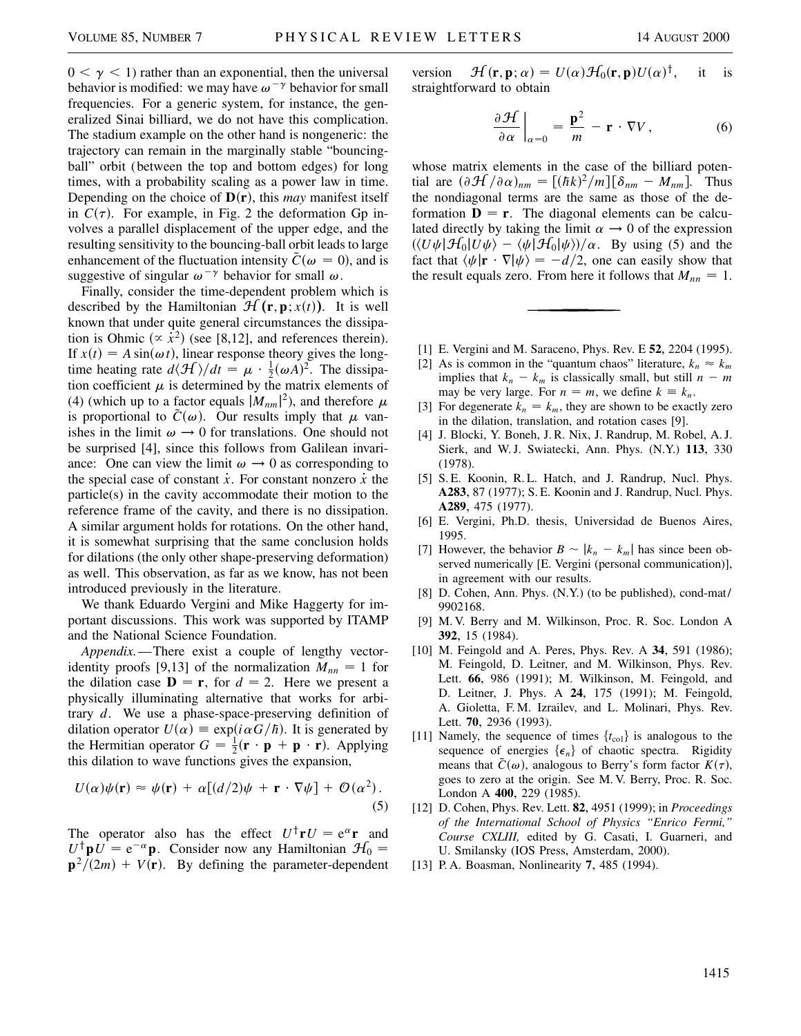$0 < \gamma < 1$) rather than an exponential, then the universal behavior is modified: we may have $\omega^{-\gamma}$ behavior for small frequencies. For a generic system, for instance, the generalized Sinai billiard, we do not have this complication. The stadium example on the other hand is nongeneric: the trajectory can remain in the marginally stable "bouncing-ball" orbit (between the top and bottom edges) for long times, with a probability scaling as a power law in time. Depending on the choice of $\mathbf{D}(\mathbf{r})$, this *may* manifest itself in $C(\tau)$. For example, in Fig. 2 the deformation Gp involves a parallel displacement of the upper edge, and the resulting sensitivity to the bouncing-ball orbit leads to large enhancement of the fluctuation intensity $\tilde{C}(\omega = 0)$, and is suggestive of singular $\omega^{-\gamma}$ behavior for small $\omega$.

Finally, consider the time-dependent problem which is described by the Hamiltonian $\mathcal{H}(\mathbf{r}, \mathbf{p}; x(t))$. It is well known that under quite general circumstances the dissipation is Ohmic ($\propto \dot{x}^2$) (see [8,12], and references therein). If $x(t) = A \sin(\omega t)$, linear response theory gives the long-time heating rate $d\langle \mathcal{H} \rangle / dt = \mu \cdot \frac{1}{2}(\omega A)^2$. The dissipation coefficient $\mu$ is determined by the matrix elements of (4) (which up to a factor equals $|M_{nm}|^2$), and therefore $\mu$ is proportional to $\tilde{C}(\omega)$. Our results imply that $\mu$ vanishes in the limit $\omega \to 0$ for translations. One should not be surprised [4], since this follows from Galilean invariance: One can view the limit $\omega \to 0$ as corresponding to the special case of constant $\dot{x}$. For constant nonzero $\dot{x}$ the particle(s) in the cavity accommodate their motion to the reference frame of the cavity, and there is no dissipation. A similar argument holds for rotations. On the other hand, it is somewhat surprising that the same conclusion holds for dilations (the only other shape-preserving deformation) as well. This observation, as far as we know, has not been introduced previously in the literature.

We thank Eduardo Vergini and Mike Haggerty for important discussions. This work was supported by ITAMP and the National Science Foundation.

*Appendix.*—There exist a couple of lengthy vector-identity proofs [9,13] of the normalization $M_{nn} = 1$ for the dilation case $\mathbf{D} = \mathbf{r}$, for $d = 2$. Here we present a physically illuminating alternative that works for arbitrary $d$. We use a phase-space-preserving definition of dilation operator $U(\alpha) \equiv \exp(i\alpha G/\hbar)$. It is generated by the Hermitian operator $G = \frac{1}{2}(\mathbf{r} \cdot \mathbf{p} + \mathbf{p} \cdot \mathbf{r})$. Applying this dilation to wave functions gives the expansion,

$$U(\alpha)\psi(\mathbf{r}) \approx \psi(\mathbf{r}) + \alpha[(d/2)\psi + \mathbf{r} \cdot \nabla\psi] + \mathcal{O}(\alpha^2). \tag{5}$$

The operator also has the effect $U^\dagger \mathbf{r} U = e^{\alpha}\mathbf{r}$ and $U^\dagger \mathbf{p} U = e^{-\alpha}\mathbf{p}$. Consider now any Hamiltonian $\mathcal{H}_0 = \mathbf{p}^2/(2m) + V(\mathbf{r})$. By defining the parameter-dependent version $\mathcal{H}(\mathbf{r}, \mathbf{p}; \alpha) = U(\alpha)\mathcal{H}_0(\mathbf{r}, \mathbf{p})U(\alpha)^\dagger$, it is straightforward to obtain

$$\left. \frac{\partial \mathcal{H}}{\partial \alpha} \right|_{\alpha=0} = \frac{\mathbf{p}^2}{m} - \mathbf{r} \cdot \nabla V, \tag{6}$$

whose matrix elements in the case of the billiard potential are $(\partial \mathcal{H}/\partial \alpha)_{nm} = [(\hbar k)^2/m][\delta_{nm} - M_{nm}]$. Thus the nondiagonal terms are the same as those of the deformation $\mathbf{D} = \mathbf{r}$. The diagonal elements can be calculated directly by taking the limit $\alpha \to 0$ of the expression $(\langle U\psi | \mathcal{H}_0 | U\psi \rangle - \langle \psi | \mathcal{H}_0 | \psi \rangle)/\alpha$. By using (5) and the fact that $\langle \psi | \mathbf{r} \cdot \nabla | \psi \rangle = -d/2$, one can easily show that the result equals zero. From here it follows that $M_{nn} = 1$.

---

[1] E. Vergini and M. Saraceno, Phys. Rev. E **52**, 2204 (1995).

[2] As is common in the "quantum chaos" literature, $k_n \approx k_m$ implies that $k_n - k_m$ is classically small, but still $n - m$ may be very large. For $n = m$, we define $k \equiv k_n$.

[3] For degenerate $k_n = k_m$, they are shown to be exactly zero in the dilation, translation, and rotation cases [9].

[4] J. Blocki, Y. Boneh, J. R. Nix, J. Randrup, M. Robel, A. J. Sierk, and W. J. Swiatecki, Ann. Phys. (N.Y.) **113**, 330 (1978).

[5] S. E. Koonin, R. L. Hatch, and J. Randrup, Nucl. Phys. **A283**, 87 (1977); S. E. Koonin and J. Randrup, Nucl. Phys. **A289**, 475 (1977).

[6] E. Vergini, Ph.D. thesis, Universidad de Buenos Aires, 1995.

[7] However, the behavior $B \sim |k_n - k_m|$ has since been observed numerically [E. Vergini (personal communication)], in agreement with our results.

[8] D. Cohen, Ann. Phys. (N.Y.) (to be published), cond-mat/9902168.

[9] M. V. Berry and M. Wilkinson, Proc. R. Soc. London A **392**, 15 (1984).

[10] M. Feingold and A. Peres, Phys. Rev. A **34**, 591 (1986); M. Feingold, D. Leitner, and M. Wilkinson, Phys. Rev. Lett. **66**, 986 (1991); M. Wilkinson, M. Feingold, and D. Leitner, J. Phys. A **24**, 175 (1991); M. Feingold, A. Gioletta, F. M. Izrailev, and L. Molinari, Phys. Rev. Lett. **70**, 2936 (1993).

[11] Namely, the sequence of times $\{t_{col}\}$ is analogous to the sequence of energies $\{\epsilon_n\}$ of chaotic spectra. Rigidity means that $\tilde{C}(\omega)$, analogous to Berry's form factor $K(\tau)$, goes to zero at the origin. See M. V. Berry, Proc. R. Soc. London A **400**, 229 (1985).

[12] D. Cohen, Phys. Rev. Lett. **82**, 4951 (1999); in *Proceedings of the International School of Physics "Enrico Fermi," Course CXLIII,* edited by G. Casati, I. Guarneri, and U. Smilansky (IOS Press, Amsterdam, 2000).

[13] P. A. Boasman, Nonlinearity **7**, 485 (1994).